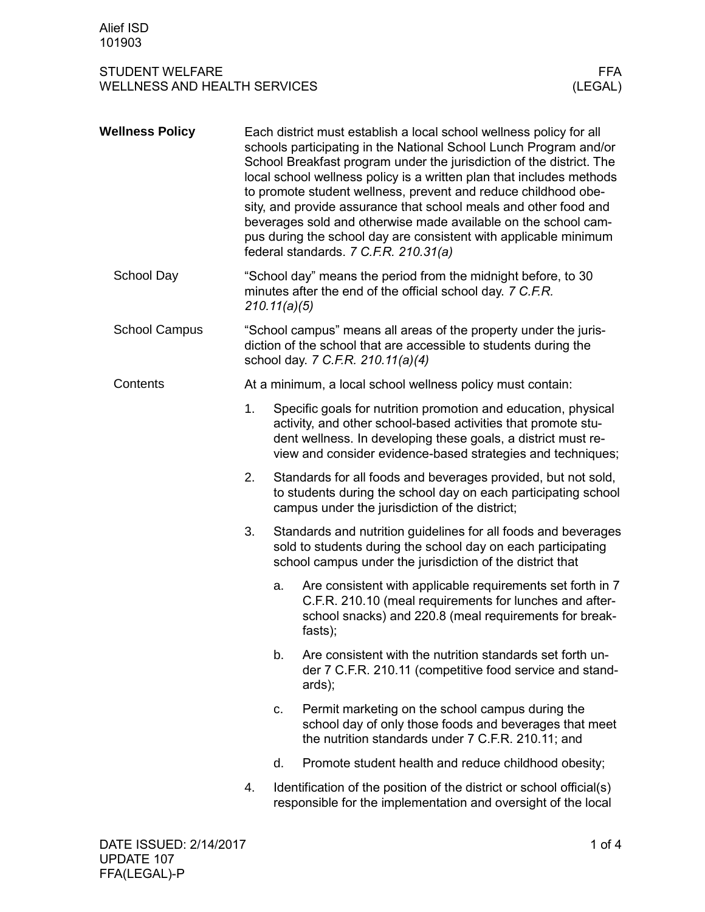Alief ISD
101903

STUDENT WELFARE
WELLNESS AND HEALTH SERVICES

FFA
(LEGAL)

## Wellness Policy

Each district must establish a local school wellness policy for all schools participating in the National School Lunch Program and/or School Breakfast program under the jurisdiction of the district. The local school wellness policy is a written plan that includes methods to promote student wellness, prevent and reduce childhood obesity, and provide assurance that school meals and other food and beverages sold and otherwise made available on the school campus during the school day are consistent with applicable minimum federal standards. *7 C.F.R. 210.31(a)*

### School Day

"School day" means the period from the midnight before, to 30 minutes after the end of the official school day. *7 C.F.R. 210.11(a)(5)*

### School Campus

"School campus" means all areas of the property under the jurisdiction of the school that are accessible to students during the school day. *7 C.F.R. 210.11(a)(4)*

### Contents

At a minimum, a local school wellness policy must contain:

1. Specific goals for nutrition promotion and education, physical activity, and other school-based activities that promote student wellness. In developing these goals, a district must review and consider evidence-based strategies and techniques;
2. Standards for all foods and beverages provided, but not sold, to students during the school day on each participating school campus under the jurisdiction of the district;
3. Standards and nutrition guidelines for all foods and beverages sold to students during the school day on each participating school campus under the jurisdiction of the district that
   a. Are consistent with applicable requirements set forth in 7 C.F.R. 210.10 (meal requirements for lunches and after-school snacks) and 220.8 (meal requirements for breakfasts);
   b. Are consistent with the nutrition standards set forth under 7 C.F.R. 210.11 (competitive food service and standards);
   c. Permit marketing on the school campus during the school day of only those foods and beverages that meet the nutrition standards under 7 C.F.R. 210.11; and
   d. Promote student health and reduce childhood obesity;
4. Identification of the position of the district or school official(s) responsible for the implementation and oversight of the local

DATE ISSUED: 2/14/2017
UPDATE 107
FFA(LEGAL)-P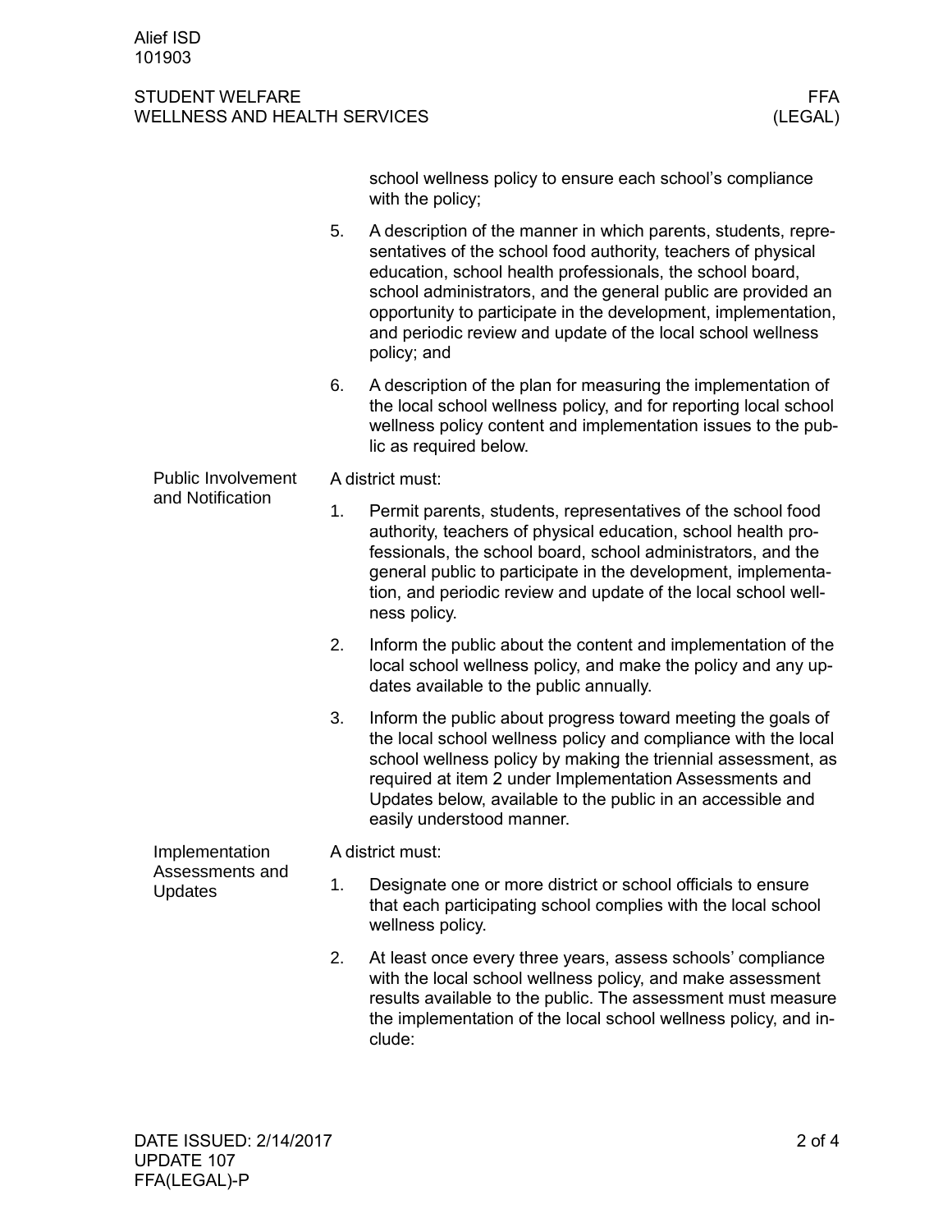school wellness policy to ensure each school's compliance with the policy;

5. A description of the manner in which parents, students, representatives of the school food authority, teachers of physical education, school health professionals, the school board, school administrators, and the general public are provided an opportunity to participate in the development, implementation, and periodic review and update of the local school wellness policy; and
6. A description of the plan for measuring the implementation of the local school wellness policy, and for reporting local school wellness policy content and implementation issues to the public as required below.

## Public Involvement and Notification

A district must:

1. Permit parents, students, representatives of the school food authority, teachers of physical education, school health professionals, the school board, school administrators, and the general public to participate in the development, implementation, and periodic review and update of the local school wellness policy.
2. Inform the public about the content and implementation of the local school wellness policy, and make the policy and any updates available to the public annually.
3. Inform the public about progress toward meeting the goals of the local school wellness policy and compliance with the local school wellness policy by making the triennial assessment, as required at item 2 under Implementation Assessments and Updates below, available to the public in an accessible and easily understood manner.

## Implementation Assessments and Updates

A district must:

1. Designate one or more district or school officials to ensure that each participating school complies with the local school wellness policy.
2. At least once every three years, assess schools' compliance with the local school wellness policy, and make assessment results available to the public. The assessment must measure the implementation of the local school wellness policy, and include: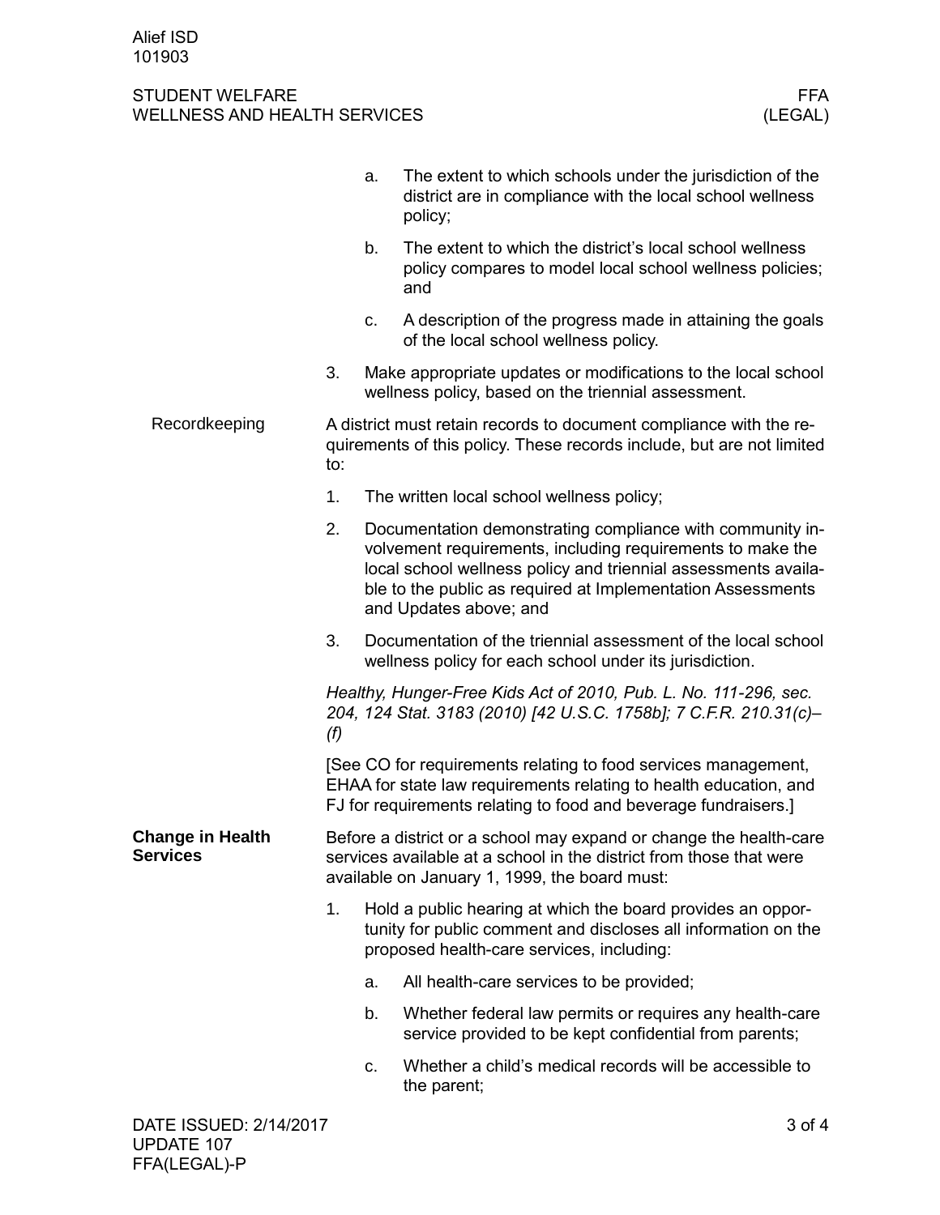a. The extent to which schools under the jurisdiction of the district are in compliance with the local school wellness policy;

b. The extent to which the district's local school wellness policy compares to model local school wellness policies; and

c. A description of the progress made in attaining the goals of the local school wellness policy.

3. Make appropriate updates or modifications to the local school wellness policy, based on the triennial assessment.

### Recordkeeping

A district must retain records to document compliance with the requirements of this policy. These records include, but are not limited to:

1. The written local school wellness policy;
2. Documentation demonstrating compliance with community involvement requirements, including requirements to make the local school wellness policy and triennial assessments available to the public as required at Implementation Assessments and Updates above; and
3. Documentation of the triennial assessment of the local school wellness policy for each school under its jurisdiction.

*Healthy, Hunger-Free Kids Act of 2010, Pub. L. No. 111-296, sec. 204, 124 Stat. 3183 (2010) [42 U.S.C. 1758b]; 7 C.F.R. 210.31(c)–(f)*

[See CO for requirements relating to food services management, EHAA for state law requirements relating to health education, and FJ for requirements relating to food and beverage fundraisers.]

## Change in Health Services

Before a district or a school may expand or change the health-care services available at a school in the district from those that were available on January 1, 1999, the board must:

1. Hold a public hearing at which the board provides an opportunity for public comment and discloses all information on the proposed health-care services, including:

   a. All health-care services to be provided;

   b. Whether federal law permits or requires any health-care service provided to be kept confidential from parents;

   c. Whether a child's medical records will be accessible to the parent;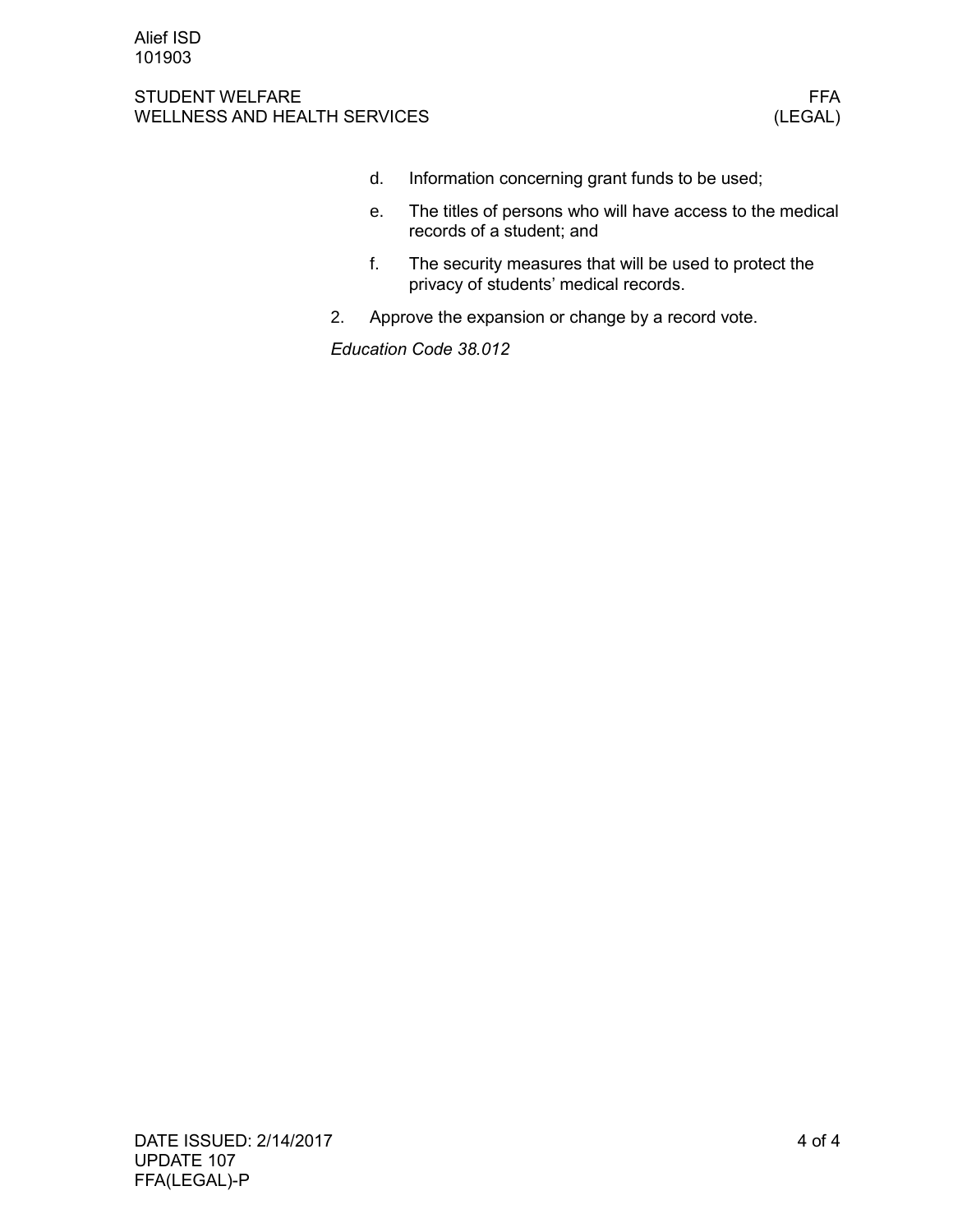d. Information concerning grant funds to be used;

e. The titles of persons who will have access to the medical records of a student; and

f. The security measures that will be used to protect the privacy of students' medical records.

2. Approve the expansion or change by a record vote.

*Education Code 38.012*